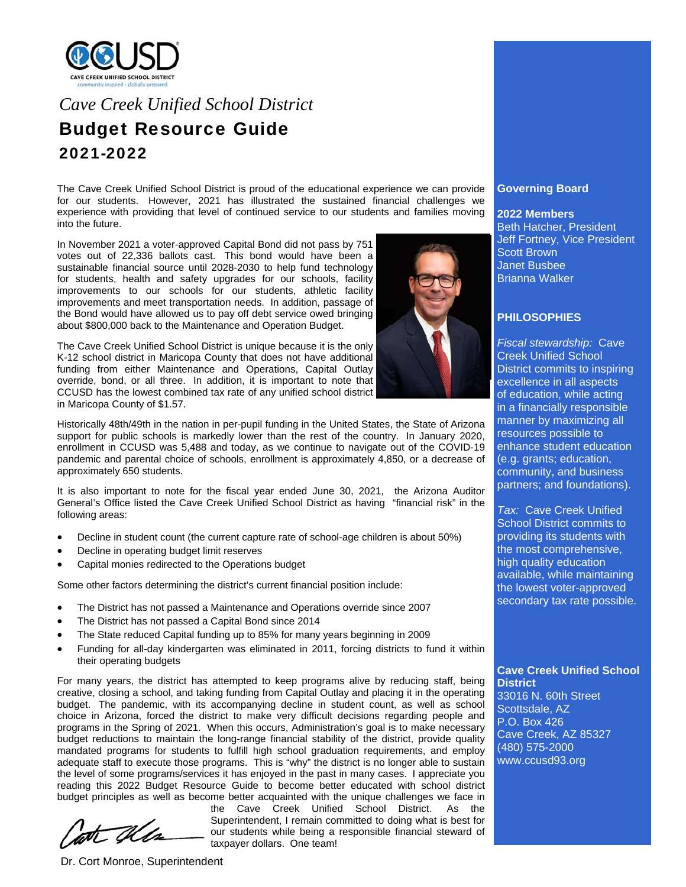CAVE CREEK UNIFIED SCHOOL DISTRICT
community inspired • globally prepared

*Cave Creek Unified School District*

# Budget Resource Guide

## 2021-2022

The Cave Creek Unified School District is proud of the educational experience we can provide for our students. However, 2021 has illustrated the sustained financial challenges we experience with providing that level of continued service to our students and families moving into the future.

In November 2021 a voter-approved Capital Bond did not pass by 751 votes out of 22,336 ballots cast. This bond would have been a sustainable financial source until 2028-2030 to help fund technology for students, health and safety upgrades for our schools, facility improvements to our schools for our students, athletic facility improvements and meet transportation needs. In addition, passage of the Bond would have allowed us to pay off debt service owed bringing about $800,000 back to the Maintenance and Operation Budget.

The Cave Creek Unified School District is unique because it is the only K-12 school district in Maricopa County that does not have additional funding from either Maintenance and Operations, Capital Outlay override, bond, or all three. In addition, it is important to note that CCUSD has the lowest combined tax rate of any unified school district in Maricopa County of $1.57.

Historically 48th/49th in the nation in per-pupil funding in the United States, the State of Arizona support for public schools is markedly lower than the rest of the country. In January 2020, enrollment in CCUSD was 5,488 and today, as we continue to navigate out of the COVID-19 pandemic and parental choice of schools, enrollment is approximately 4,850, or a decrease of approximately 650 students.

It is also important to note for the fiscal year ended June 30, 2021, the Arizona Auditor General's Office listed the Cave Creek Unified School District as having "financial risk" in the following areas:

- Decline in student count (the current capture rate of school-age children is about 50%)
- Decline in operating budget limit reserves
- Capital monies redirected to the Operations budget

Some other factors determining the district's current financial position include:

- The District has not passed a Maintenance and Operations override since 2007
- The District has not passed a Capital Bond since 2014
- The State reduced Capital funding up to 85% for many years beginning in 2009
- Funding for all-day kindergarten was eliminated in 2011, forcing districts to fund it within their operating budgets

For many years, the district has attempted to keep programs alive by reducing staff, being creative, closing a school, and taking funding from Capital Outlay and placing it in the operating budget. The pandemic, with its accompanying decline in student count, as well as school choice in Arizona, forced the district to make very difficult decisions regarding people and programs in the Spring of 2021. When this occurs, Administration's goal is to make necessary budget reductions to maintain the long-range financial stability of the district, provide quality mandated programs for students to fulfill high school graduation requirements, and employ adequate staff to execute those programs. This is "why" the district is no longer able to sustain the level of some programs/services it has enjoyed in the past in many cases. I appreciate you reading this 2022 Budget Resource Guide to become better educated with school district budget principles as well as become better acquainted with the unique challenges we face in the Cave Creek Unified School District. As the Superintendent, I remain committed to doing what is best for our students while being a responsible financial steward of taxpayer dollars. One team!

Dr. Cort Monroe, Superintendent

---

**Governing Board**

**2022 Members**
Beth Hatcher, President
Jeff Fortney, Vice President
Scott Brown
Janet Busbee
Brianna Walker

**PHILOSOPHIES**

*Fiscal stewardship:* Cave Creek Unified School District commits to inspiring excellence in all aspects of education, while acting in a financially responsible manner by maximizing all resources possible to enhance student education (e.g. grants; education, community, and business partners; and foundations).

*Tax:* Cave Creek Unified School District commits to providing its students with the most comprehensive, high quality education available, while maintaining the lowest voter-approved secondary tax rate possible.

**Cave Creek Unified School District**
33016 N. 60th Street
Scottsdale, AZ
P.O. Box 426
Cave Creek, AZ 85327
(480) 575-2000
www.ccusd93.org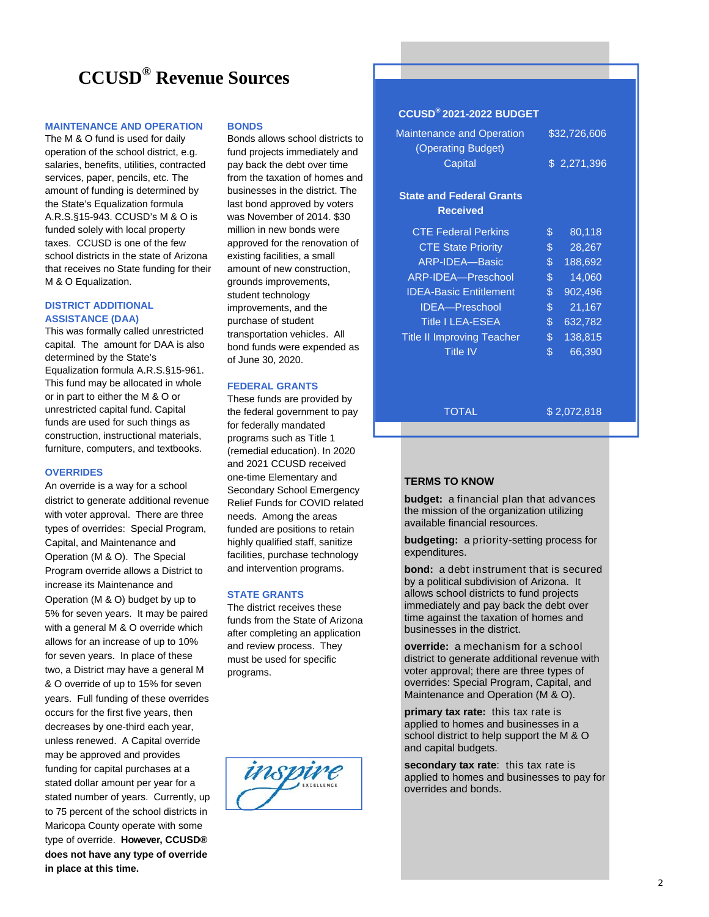# CCUSD® Revenue Sources

### MAINTENANCE AND OPERATION

The M & O fund is used for daily operation of the school district, e.g. salaries, benefits, utilities, contracted services, paper, pencils, etc. The amount of funding is determined by the State's Equalization formula A.R.S.§15-943. CCUSD's M & O is funded solely with local property taxes. CCUSD is one of the few school districts in the state of Arizona that receives no State funding for their M & O Equalization.

### DISTRICT ADDITIONAL ASSISTANCE (DAA)

This was formally called unrestricted capital. The amount for DAA is also determined by the State's Equalization formula A.R.S.§15-961. This fund may be allocated in whole or in part to either the M & O or unrestricted capital fund. Capital funds are used for such things as construction, instructional materials, furniture, computers, and textbooks.

### OVERRIDES

An override is a way for a school district to generate additional revenue with voter approval. There are three types of overrides: Special Program, Capital, and Maintenance and Operation (M & O). The Special Program override allows a District to increase its Maintenance and Operation (M & O) budget by up to 5% for seven years. It may be paired with a general M & O override which allows for an increase of up to 10% for seven years. In place of these two, a District may have a general M & O override of up to 15% for seven years. Full funding of these overrides occurs for the first five years, then decreases by one-third each year, unless renewed. A Capital override may be approved and provides funding for capital purchases at a stated dollar amount per year for a stated number of years. Currently, up to 75 percent of the school districts in Maricopa County operate with some type of override. **However, CCUSD® does not have any type of override in place at this time.**

### BONDS

Bonds allows school districts to fund projects immediately and pay back the debt over time from the taxation of homes and businesses in the district. The last bond approved by voters was November of 2014. $30 million in new bonds were approved for the renovation of existing facilities, a small amount of new construction, grounds improvements, student technology improvements, and the purchase of student transportation vehicles. All bond funds were expended as of June 30, 2020.

### FEDERAL GRANTS

These funds are provided by the federal government to pay for federally mandated programs such as Title 1 (remedial education). In 2020 and 2021 CCUSD received one-time Elementary and Secondary School Emergency Relief Funds for COVID related needs. Among the areas funded are positions to retain highly qualified staff, sanitize facilities, purchase technology and intervention programs.

### STATE GRANTS

The district receives these funds from the State of Arizona after completing an application and review process. They must be used for specific programs.

inspire EXCELLENCE

### CCUSD® 2021-2022 BUDGET

| | |
|---|---|
| Maintenance and Operation (Operating Budget) | $32,726,606 |
| Capital | $ 2,271,396 |

**State and Federal Grants Received**

| | |
|---|---|
| CTE Federal Perkins | $ 80,118 |
| CTE State Priority | $ 28,267 |
| ARP-IDEA—Basic | $ 188,692 |
| ARP-IDEA—Preschool | $ 14,060 |
| IDEA-Basic Entitlement | $ 902,496 |
| IDEA—Preschool | $ 21,167 |
| Title I LEA-ESEA | $ 632,782 |
| Title II Improving Teacher | $ 138,815 |
| Title IV | $ 66,390 |
| TOTAL | $ 2,072,818 |

### TERMS TO KNOW

**budget:** a financial plan that advances the mission of the organization utilizing available financial resources.

**budgeting:** a priority-setting process for expenditures.

**bond:** a debt instrument that is secured by a political subdivision of Arizona. It allows school districts to fund projects immediately and pay back the debt over time against the taxation of homes and businesses in the district.

**override:** a mechanism for a school district to generate additional revenue with voter approval; there are three types of overrides: Special Program, Capital, and Maintenance and Operation (M & O).

**primary tax rate:** this tax rate is applied to homes and businesses in a school district to help support the M & O and capital budgets.

**secondary tax rate**: this tax rate is applied to homes and businesses to pay for overrides and bonds.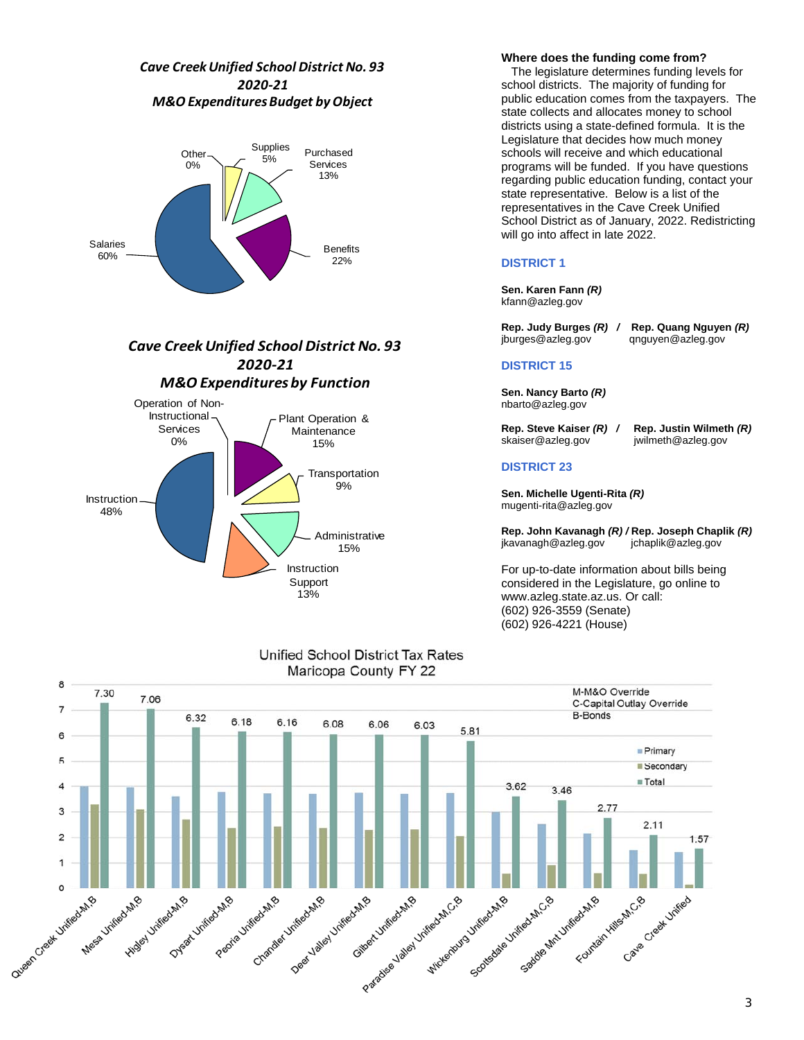### *Cave Creek Unified School District No. 93*
### *2020-21*
### *M&O Expenditures Budget by Object*

| Object | Percent |
|---|---|
| Salaries | 60% |
| Benefits | 22% |
| Purchased Services | 13% |
| Supplies | 5% |
| Other | 0% |

### *Cave Creek Unified School District No. 93*
### *2020-21*
### *M&O Expenditures by Function*

| Function | Percent |
|---|---|
| Instruction | 48% |
| Plant Operation & Maintenance | 15% |
| Administrative | 15% |
| Instruction Support | 13% |
| Transportation | 9% |
| Operation of Non-Instructional Services | 0% |

## Where does the funding come from?

The legislature determines funding levels for school districts. The majority of funding for public education comes from the taxpayers. The state collects and allocates money to school districts using a state-defined formula. It is the Legislature that decides how much money schools will receive and which educational programs will be funded. If you have questions regarding public education funding, contact your state representative. Below is a list of the representatives in the Cave Creek Unified School District as of January, 2022. Redistricting will go into affect in late 2022.

### DISTRICT 1

**Sen. Karen Fann *(R)***
kfann@azleg.gov

**Rep. Judy Burges *(R)*** / **Rep. Quang Nguyen *(R)***
jburges@azleg.gov qnguyen@azleg.gov

### DISTRICT 15

**Sen. Nancy Barto *(R)***
nbarto@azleg.gov

**Rep. Steve Kaiser *(R)*** / **Rep. Justin Wilmeth *(R)***
skaiser@azleg.gov jwilmeth@azleg.gov

### DISTRICT 23

**Sen. Michelle Ugenti-Rita *(R)***
mugenti-rita@azleg.gov

**Rep. John Kavanagh *(R)* / Rep. Joseph Chaplik *(R)***
jkavanagh@azleg.gov jchaplik@azleg.gov

For up-to-date information about bills being considered in the Legislature, go online to www.azleg.state.az.us. Or call:
(602) 926-3559 (Senate)
(602) 926-4221 (House)

### Unified School District Tax Rates Maricopa County FY 22

M-M&O Override
C-Capital Outlay Override
B-Bonds

| District | Total |
|---|---|
| Queen Creek Unified-M,B | 7.30 |
| Mesa Unified-M,B | 7.06 |
| Higley Unified-M,B | 6.32 |
| Dysart Unified-M,B | 6.18 |
| Peoria Unified-M,B | 6.16 |
| Chandler Unified-M,B | 6.08 |
| Deer Valley Unified-M,B | 6.06 |
| Gilbert Unified-M,B | 6.03 |
| Paradise Valley Unified-M,C,B | 5.81 |
| Wickenburg Unified-M,B | 3.62 |
| Scottsdale Unified-M,C,B | 3.46 |
| Saddle Mnt Unified-M,B | 2.77 |
| Fountain Hills-M,C,B | 2.11 |
| Cave Creek Unified | 1.57 |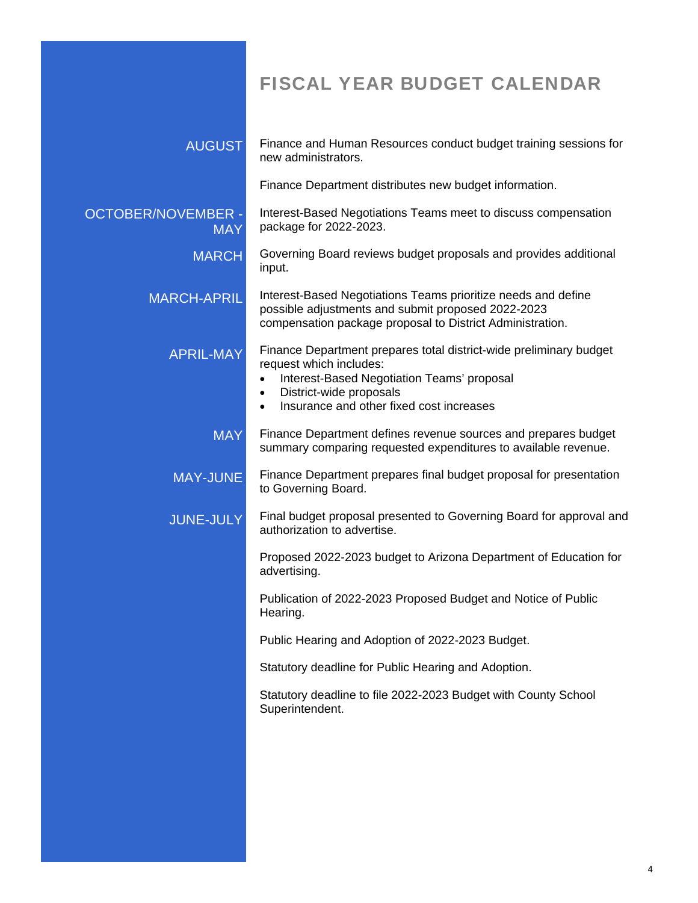# FISCAL YEAR BUDGET CALENDAR

| | |
|---|---|
| AUGUST | Finance and Human Resources conduct budget training sessions for new administrators. |
| | Finance Department distributes new budget information. |
| OCTOBER/NOVEMBER - MAY | Interest-Based Negotiations Teams meet to discuss compensation package for 2022-2023. |
| MARCH | Governing Board reviews budget proposals and provides additional input. |
| MARCH-APRIL | Interest-Based Negotiations Teams prioritize needs and define possible adjustments and submit proposed 2022-2023 compensation package proposal to District Administration. |
| APRIL-MAY | Finance Department prepares total district-wide preliminary budget request which includes: • Interest-Based Negotiation Teams' proposal • District-wide proposals • Insurance and other fixed cost increases |
| MAY | Finance Department defines revenue sources and prepares budget summary comparing requested expenditures to available revenue. |
| MAY-JUNE | Finance Department prepares final budget proposal for presentation to Governing Board. |
| JUNE-JULY | Final budget proposal presented to Governing Board for approval and authorization to advertise. |
| | Proposed 2022-2023 budget to Arizona Department of Education for advertising. |
| | Publication of 2022-2023 Proposed Budget and Notice of Public Hearing. |
| | Public Hearing and Adoption of 2022-2023 Budget. |
| | Statutory deadline for Public Hearing and Adoption. |
| | Statutory deadline to file 2022-2023 Budget with County School Superintendent. |